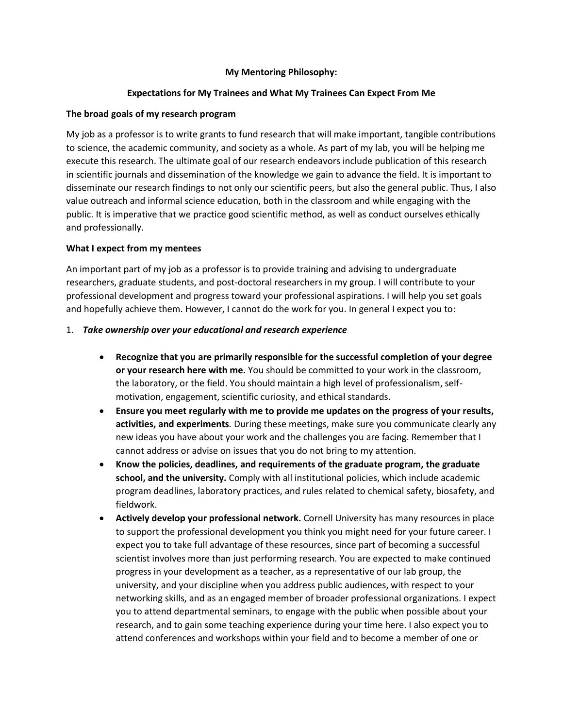# My Mentoring Philosophy:

## Expectations for My Trainees and What My Trainees Can Expect From Me

### The broad goals of my research program

My job as a professor is to write grants to fund research that will make important, tangible contributions to science, the academic community, and society as a whole. As part of my lab, you will be helping me execute this research. The ultimate goal of our research endeavors include publication of this research in scientific journals and dissemination of the knowledge we gain to advance the field. It is important to disseminate our research findings to not only our scientific peers, but also the general public. Thus, I also value outreach and informal science education, both in the classroom and while engaging with the public. It is imperative that we practice good scientific method, as well as conduct ourselves ethically and professionally.

### What I expect from my mentees

An important part of my job as a professor is to provide training and advising to undergraduate researchers, graduate students, and post-doctoral researchers in my group. I will contribute to your professional development and progress toward your professional aspirations. I will help you set goals and hopefully achieve them. However, I cannot do the work for you. In general I expect you to:

1. ***Take ownership over your educational and research experience***

    - **Recognize that you are primarily responsible for the successful completion of your degree or your research here with me.** You should be committed to your work in the classroom, the laboratory, or the field. You should maintain a high level of professionalism, self-motivation, engagement, scientific curiosity, and ethical standards.
    - **Ensure you meet regularly with me to provide me updates on the progress of your results, activities, and experiments***.* During these meetings, make sure you communicate clearly any new ideas you have about your work and the challenges you are facing. Remember that I cannot address or advise on issues that you do not bring to my attention.
    - **Know the policies, deadlines, and requirements of the graduate program, the graduate school, and the university.** Comply with all institutional policies, which include academic program deadlines, laboratory practices, and rules related to chemical safety, biosafety, and fieldwork.
    - **Actively develop your professional network.** Cornell University has many resources in place to support the professional development you think you might need for your future career. I expect you to take full advantage of these resources, since part of becoming a successful scientist involves more than just performing research. You are expected to make continued progress in your development as a teacher, as a representative of our lab group, the university, and your discipline when you address public audiences, with respect to your networking skills, and as an engaged member of broader professional organizations. I expect you to attend departmental seminars, to engage with the public when possible about your research, and to gain some teaching experience during your time here. I also expect you to attend conferences and workshops within your field and to become a member of one or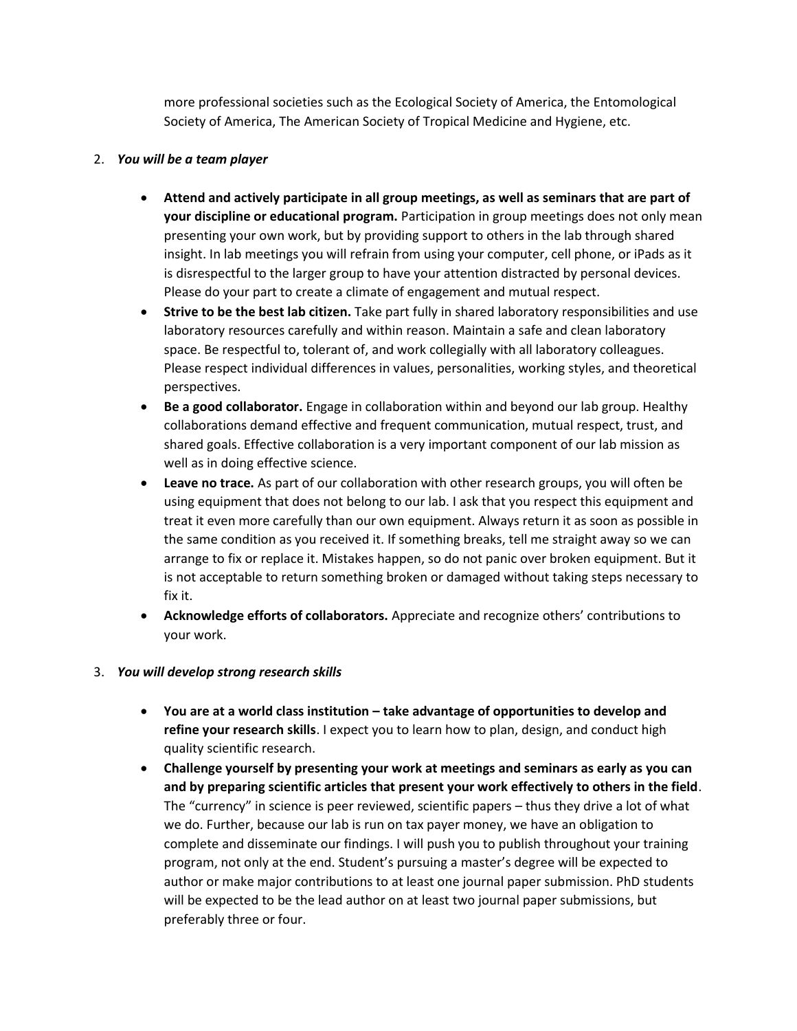more professional societies such as the Ecological Society of America, the Entomological Society of America, The American Society of Tropical Medicine and Hygiene, etc.

2. ***You will be a team player***

    - **Attend and actively participate in all group meetings, as well as seminars that are part of your discipline or educational program.** Participation in group meetings does not only mean presenting your own work, but by providing support to others in the lab through shared insight. In lab meetings you will refrain from using your computer, cell phone, or iPads as it is disrespectful to the larger group to have your attention distracted by personal devices. Please do your part to create a climate of engagement and mutual respect.
    - **Strive to be the best lab citizen.** Take part fully in shared laboratory responsibilities and use laboratory resources carefully and within reason. Maintain a safe and clean laboratory space. Be respectful to, tolerant of, and work collegially with all laboratory colleagues. Please respect individual differences in values, personalities, working styles, and theoretical perspectives.
    - **Be a good collaborator.** Engage in collaboration within and beyond our lab group. Healthy collaborations demand effective and frequent communication, mutual respect, trust, and shared goals. Effective collaboration is a very important component of our lab mission as well as in doing effective science.
    - **Leave no trace.** As part of our collaboration with other research groups, you will often be using equipment that does not belong to our lab. I ask that you respect this equipment and treat it even more carefully than our own equipment. Always return it as soon as possible in the same condition as you received it. If something breaks, tell me straight away so we can arrange to fix or replace it. Mistakes happen, so do not panic over broken equipment. But it is not acceptable to return something broken or damaged without taking steps necessary to fix it.
    - **Acknowledge efforts of collaborators.** Appreciate and recognize others' contributions to your work.

3. ***You will develop strong research skills***

    - **You are at a world class institution – take advantage of opportunities to develop and refine your research skills**. I expect you to learn how to plan, design, and conduct high quality scientific research.
    - **Challenge yourself by presenting your work at meetings and seminars as early as you can and by preparing scientific articles that present your work effectively to others in the field**. The "currency" in science is peer reviewed, scientific papers – thus they drive a lot of what we do. Further, because our lab is run on tax payer money, we have an obligation to complete and disseminate our findings. I will push you to publish throughout your training program, not only at the end. Student's pursuing a master's degree will be expected to author or make major contributions to at least one journal paper submission. PhD students will be expected to be the lead author on at least two journal paper submissions, but preferably three or four.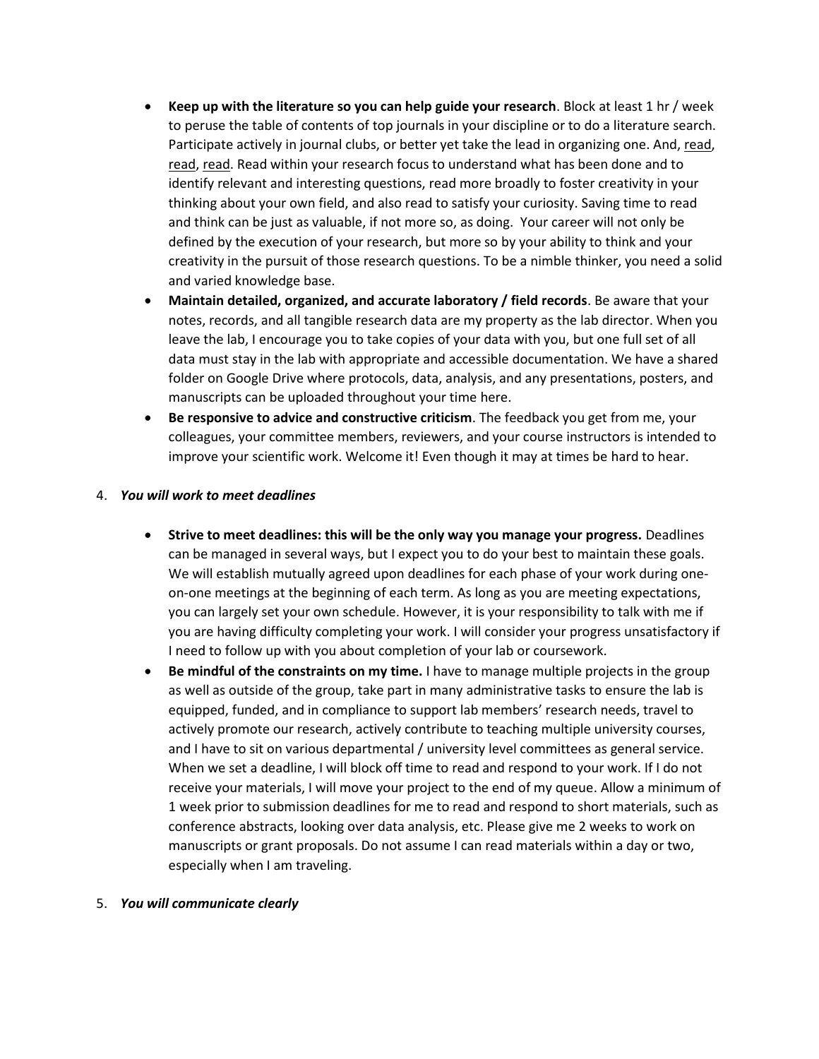- **Keep up with the literature so you can help guide your research**. Block at least 1 hr / week to peruse the table of contents of top journals in your discipline or to do a literature search. Participate actively in journal clubs, or better yet take the lead in organizing one. And, <u>read</u>, <u>read</u>, <u>read</u>. Read within your research focus to understand what has been done and to identify relevant and interesting questions, read more broadly to foster creativity in your thinking about your own field, and also read to satisfy your curiosity. Saving time to read and think can be just as valuable, if not more so, as doing. Your career will not only be defined by the execution of your research, but more so by your ability to think and your creativity in the pursuit of those research questions. To be a nimble thinker, you need a solid and varied knowledge base.
- **Maintain detailed, organized, and accurate laboratory / field records**. Be aware that your notes, records, and all tangible research data are my property as the lab director. When you leave the lab, I encourage you to take copies of your data with you, but one full set of all data must stay in the lab with appropriate and accessible documentation. We have a shared folder on Google Drive where protocols, data, analysis, and any presentations, posters, and manuscripts can be uploaded throughout your time here.
- **Be responsive to advice and constructive criticism**. The feedback you get from me, your colleagues, your committee members, reviewers, and your course instructors is intended to improve your scientific work. Welcome it! Even though it may at times be hard to hear.

4. ***You will work to meet deadlines***

- **Strive to meet deadlines: this will be the only way you manage your progress.** Deadlines can be managed in several ways, but I expect you to do your best to maintain these goals. We will establish mutually agreed upon deadlines for each phase of your work during one-on-one meetings at the beginning of each term. As long as you are meeting expectations, you can largely set your own schedule. However, it is your responsibility to talk with me if you are having difficulty completing your work. I will consider your progress unsatisfactory if I need to follow up with you about completion of your lab or coursework.
- **Be mindful of the constraints on my time.** I have to manage multiple projects in the group as well as outside of the group, take part in many administrative tasks to ensure the lab is equipped, funded, and in compliance to support lab members' research needs, travel to actively promote our research, actively contribute to teaching multiple university courses, and I have to sit on various departmental / university level committees as general service. When we set a deadline, I will block off time to read and respond to your work. If I do not receive your materials, I will move your project to the end of my queue. Allow a minimum of 1 week prior to submission deadlines for me to read and respond to short materials, such as conference abstracts, looking over data analysis, etc. Please give me 2 weeks to work on manuscripts or grant proposals. Do not assume I can read materials within a day or two, especially when I am traveling.

5. ***You will communicate clearly***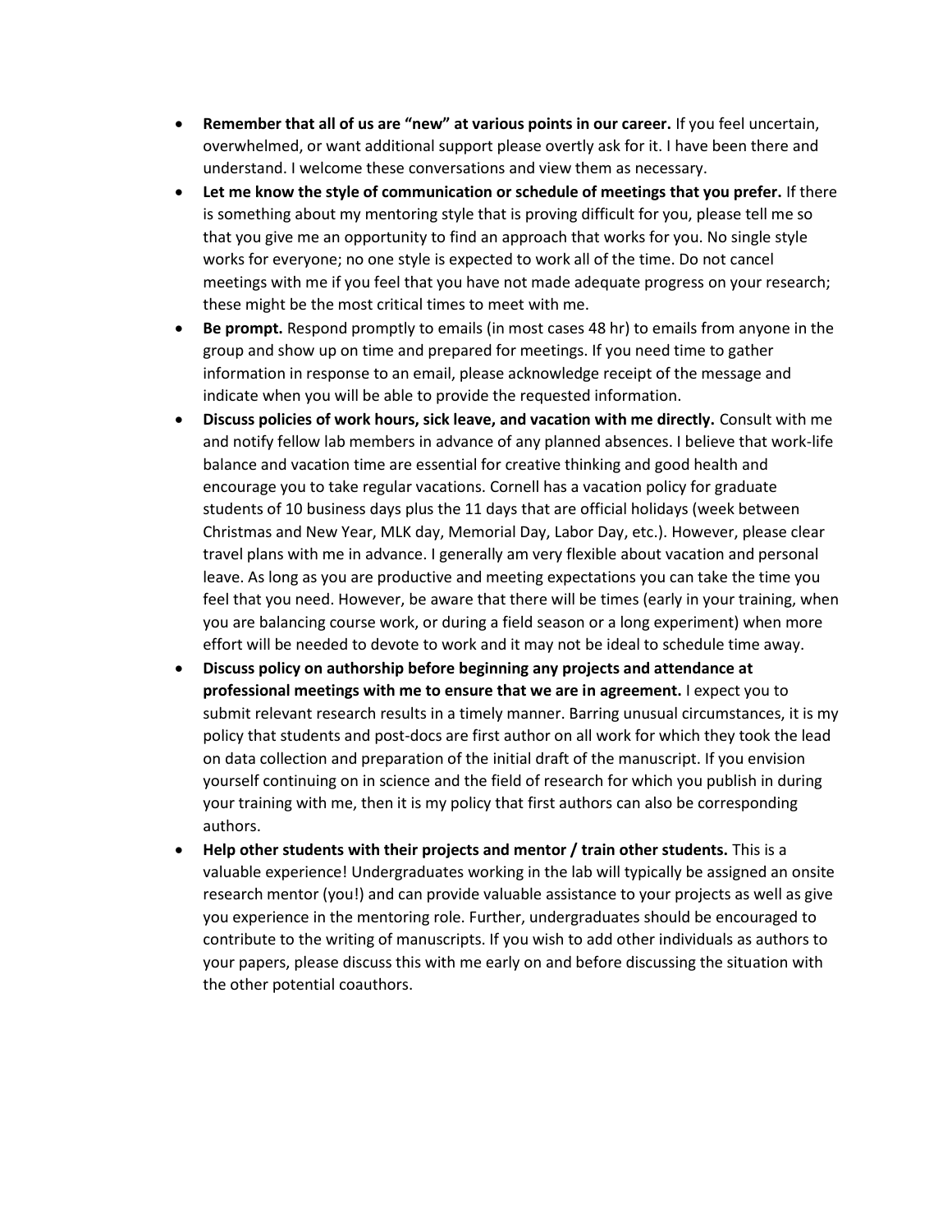- **Remember that all of us are "new" at various points in our career.** If you feel uncertain, overwhelmed, or want additional support please overtly ask for it. I have been there and understand. I welcome these conversations and view them as necessary.
- **Let me know the style of communication or schedule of meetings that you prefer.** If there is something about my mentoring style that is proving difficult for you, please tell me so that you give me an opportunity to find an approach that works for you. No single style works for everyone; no one style is expected to work all of the time. Do not cancel meetings with me if you feel that you have not made adequate progress on your research; these might be the most critical times to meet with me.
- **Be prompt.** Respond promptly to emails (in most cases 48 hr) to emails from anyone in the group and show up on time and prepared for meetings. If you need time to gather information in response to an email, please acknowledge receipt of the message and indicate when you will be able to provide the requested information.
- **Discuss policies of work hours, sick leave, and vacation with me directly.** Consult with me and notify fellow lab members in advance of any planned absences. I believe that work-life balance and vacation time are essential for creative thinking and good health and encourage you to take regular vacations. Cornell has a vacation policy for graduate students of 10 business days plus the 11 days that are official holidays (week between Christmas and New Year, MLK day, Memorial Day, Labor Day, etc.). However, please clear travel plans with me in advance. I generally am very flexible about vacation and personal leave. As long as you are productive and meeting expectations you can take the time you feel that you need. However, be aware that there will be times (early in your training, when you are balancing course work, or during a field season or a long experiment) when more effort will be needed to devote to work and it may not be ideal to schedule time away.
- **Discuss policy on authorship before beginning any projects and attendance at professional meetings with me to ensure that we are in agreement.** I expect you to submit relevant research results in a timely manner. Barring unusual circumstances, it is my policy that students and post-docs are first author on all work for which they took the lead on data collection and preparation of the initial draft of the manuscript. If you envision yourself continuing on in science and the field of research for which you publish in during your training with me, then it is my policy that first authors can also be corresponding authors.
- **Help other students with their projects and mentor / train other students.** This is a valuable experience! Undergraduates working in the lab will typically be assigned an onsite research mentor (you!) and can provide valuable assistance to your projects as well as give you experience in the mentoring role. Further, undergraduates should be encouraged to contribute to the writing of manuscripts. If you wish to add other individuals as authors to your papers, please discuss this with me early on and before discussing the situation with the other potential coauthors.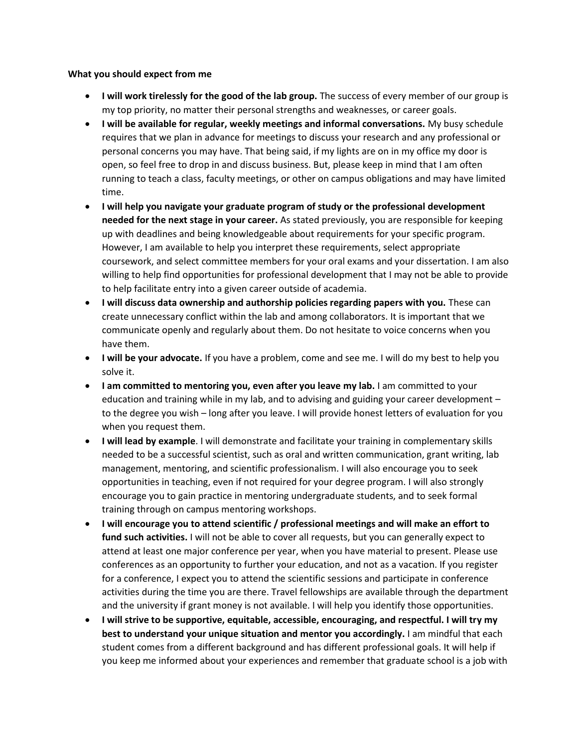**What you should expect from me**

- **I will work tirelessly for the good of the lab group.** The success of every member of our group is my top priority, no matter their personal strengths and weaknesses, or career goals.
- **I will be available for regular, weekly meetings and informal conversations.** My busy schedule requires that we plan in advance for meetings to discuss your research and any professional or personal concerns you may have. That being said, if my lights are on in my office my door is open, so feel free to drop in and discuss business. But, please keep in mind that I am often running to teach a class, faculty meetings, or other on campus obligations and may have limited time.
- **I will help you navigate your graduate program of study or the professional development needed for the next stage in your career.** As stated previously, you are responsible for keeping up with deadlines and being knowledgeable about requirements for your specific program. However, I am available to help you interpret these requirements, select appropriate coursework, and select committee members for your oral exams and your dissertation. I am also willing to help find opportunities for professional development that I may not be able to provide to help facilitate entry into a given career outside of academia.
- **I will discuss data ownership and authorship policies regarding papers with you.** These can create unnecessary conflict within the lab and among collaborators. It is important that we communicate openly and regularly about them. Do not hesitate to voice concerns when you have them.
- **I will be your advocate.** If you have a problem, come and see me. I will do my best to help you solve it.
- **I am committed to mentoring you, even after you leave my lab.** I am committed to your education and training while in my lab, and to advising and guiding your career development – to the degree you wish – long after you leave. I will provide honest letters of evaluation for you when you request them.
- **I will lead by example**. I will demonstrate and facilitate your training in complementary skills needed to be a successful scientist, such as oral and written communication, grant writing, lab management, mentoring, and scientific professionalism. I will also encourage you to seek opportunities in teaching, even if not required for your degree program. I will also strongly encourage you to gain practice in mentoring undergraduate students, and to seek formal training through on campus mentoring workshops.
- **I will encourage you to attend scientific / professional meetings and will make an effort to fund such activities.** I will not be able to cover all requests, but you can generally expect to attend at least one major conference per year, when you have material to present. Please use conferences as an opportunity to further your education, and not as a vacation. If you register for a conference, I expect you to attend the scientific sessions and participate in conference activities during the time you are there. Travel fellowships are available through the department and the university if grant money is not available. I will help you identify those opportunities.
- **I will strive to be supportive, equitable, accessible, encouraging, and respectful. I will try my best to understand your unique situation and mentor you accordingly.** I am mindful that each student comes from a different background and has different professional goals. It will help if you keep me informed about your experiences and remember that graduate school is a job with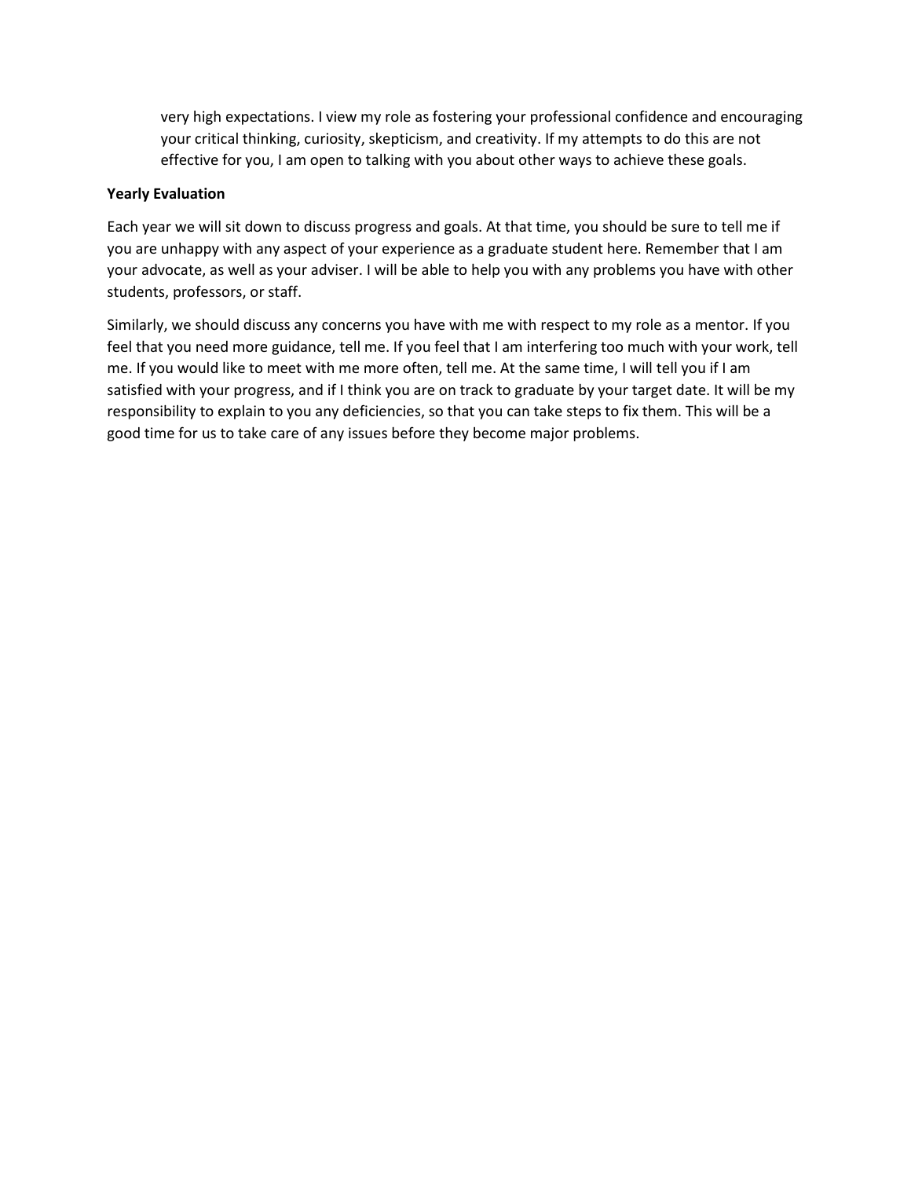very high expectations. I view my role as fostering your professional confidence and encouraging your critical thinking, curiosity, skepticism, and creativity. If my attempts to do this are not effective for you, I am open to talking with you about other ways to achieve these goals.

**Yearly Evaluation**

Each year we will sit down to discuss progress and goals. At that time, you should be sure to tell me if you are unhappy with any aspect of your experience as a graduate student here. Remember that I am your advocate, as well as your adviser. I will be able to help you with any problems you have with other students, professors, or staff.

Similarly, we should discuss any concerns you have with me with respect to my role as a mentor. If you feel that you need more guidance, tell me. If you feel that I am interfering too much with your work, tell me. If you would like to meet with me more often, tell me. At the same time, I will tell you if I am satisfied with your progress, and if I think you are on track to graduate by your target date. It will be my responsibility to explain to you any deficiencies, so that you can take steps to fix them. This will be a good time for us to take care of any issues before they become major problems.